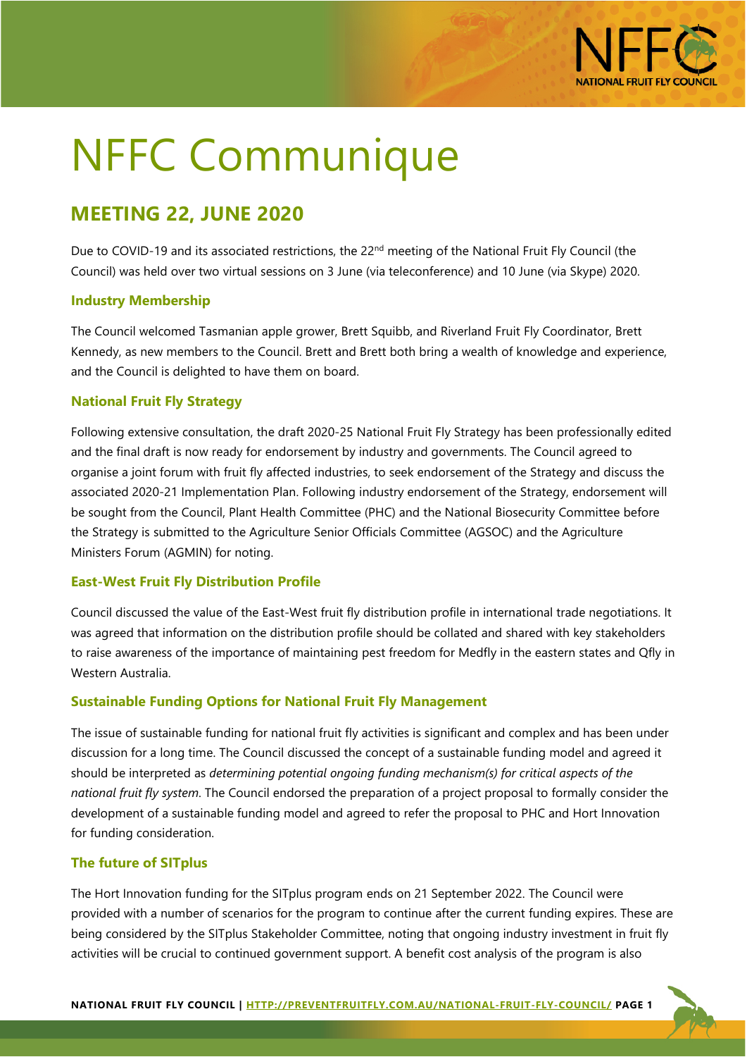# NFFC Communique

## MEETING 22, JUNE 2020

Due to COVID-19 and its associated restrictions, the 22nd meeting of the National Fruit Fly Council (the Council) was held over two virtual sessions on 3 June (via teleconference) and 10 June (via Skype) 2020.

### Industry Membership

The Council welcomed Tasmanian apple grower, Brett Squibb, and Riverland Fruit Fly Coordinator, Brett Kennedy, as new members to the Council. Brett and Brett both bring a wealth of knowledge and experience, and the Council is delighted to have them on board.

### National Fruit Fly Strategy

Following extensive consultation, the draft 2020-25 National Fruit Fly Strategy has been professionally edited and the final draft is now ready for endorsement by industry and governments. The Council agreed to organise a joint forum with fruit fly affected industries, to seek endorsement of the Strategy and discuss the associated 2020-21 Implementation Plan. Following industry endorsement of the Strategy, endorsement will be sought from the Council, Plant Health Committee (PHC) and the National Biosecurity Committee before the Strategy is submitted to the Agriculture Senior Officials Committee (AGSOC) and the Agriculture Ministers Forum (AGMIN) for noting.

### East-West Fruit Fly Distribution Profile

Council discussed the value of the East-West fruit fly distribution profile in international trade negotiations. It was agreed that information on the distribution profile should be collated and shared with key stakeholders to raise awareness of the importance of maintaining pest freedom for Medfly in the eastern states and Qfly in Western Australia.

### Sustainable Funding Options for National Fruit Fly Management

The issue of sustainable funding for national fruit fly activities is significant and complex and has been under discussion for a long time. The Council discussed the concept of a sustainable funding model and agreed it should be interpreted as *determining potential ongoing funding mechanism(s) for critical aspects of the national fruit fly system*. The Council endorsed the preparation of a project proposal to formally consider the development of a sustainable funding model and agreed to refer the proposal to PHC and Hort Innovation for funding consideration.

### The future of SITplus

The Hort Innovation funding for the SITplus program ends on 21 September 2022. The Council were provided with a number of scenarios for the program to continue after the current funding expires. These are being considered by the SITplus Stakeholder Committee, noting that ongoing industry investment in fruit fly activities will be crucial to continued government support. A benefit cost analysis of the program is also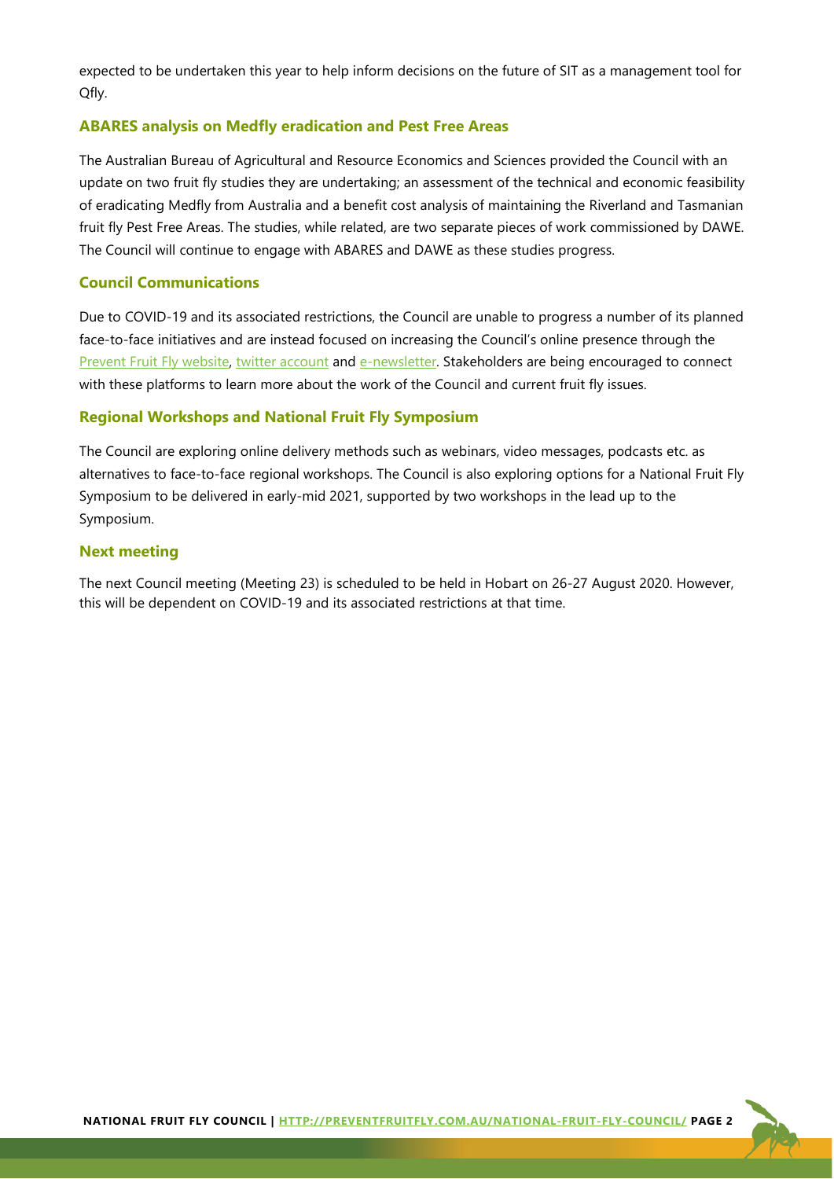expected to be undertaken this year to help inform decisions on the future of SIT as a management tool for Qfly.

### ABARES analysis on Medfly eradication and Pest Free Areas

The Australian Bureau of Agricultural and Resource Economics and Sciences provided the Council with an update on two fruit fly studies they are undertaking; an assessment of the technical and economic feasibility of eradicating Medfly from Australia and a benefit cost analysis of maintaining the Riverland and Tasmanian fruit fly Pest Free Areas. The studies, while related, are two separate pieces of work commissioned by DAWE. The Council will continue to engage with ABARES and DAWE as these studies progress.

### Council Communications

Due to COVID-19 and its associated restrictions, the Council are unable to progress a number of its planned face-to-face initiatives and are instead focused on increasing the Council's online presence through the Prevent Fruit Fly website, twitter account and e-newsletter. Stakeholders are being encouraged to connect with these platforms to learn more about the work of the Council and current fruit fly issues.

### Regional Workshops and National Fruit Fly Symposium

The Council are exploring online delivery methods such as webinars, video messages, podcasts etc. as alternatives to face-to-face regional workshops. The Council is also exploring options for a National Fruit Fly Symposium to be delivered in early-mid 2021, supported by two workshops in the lead up to the Symposium.

### Next meeting

The next Council meeting (Meeting 23) is scheduled to be held in Hobart on 26-27 August 2020. However, this will be dependent on COVID-19 and its associated restrictions at that time.